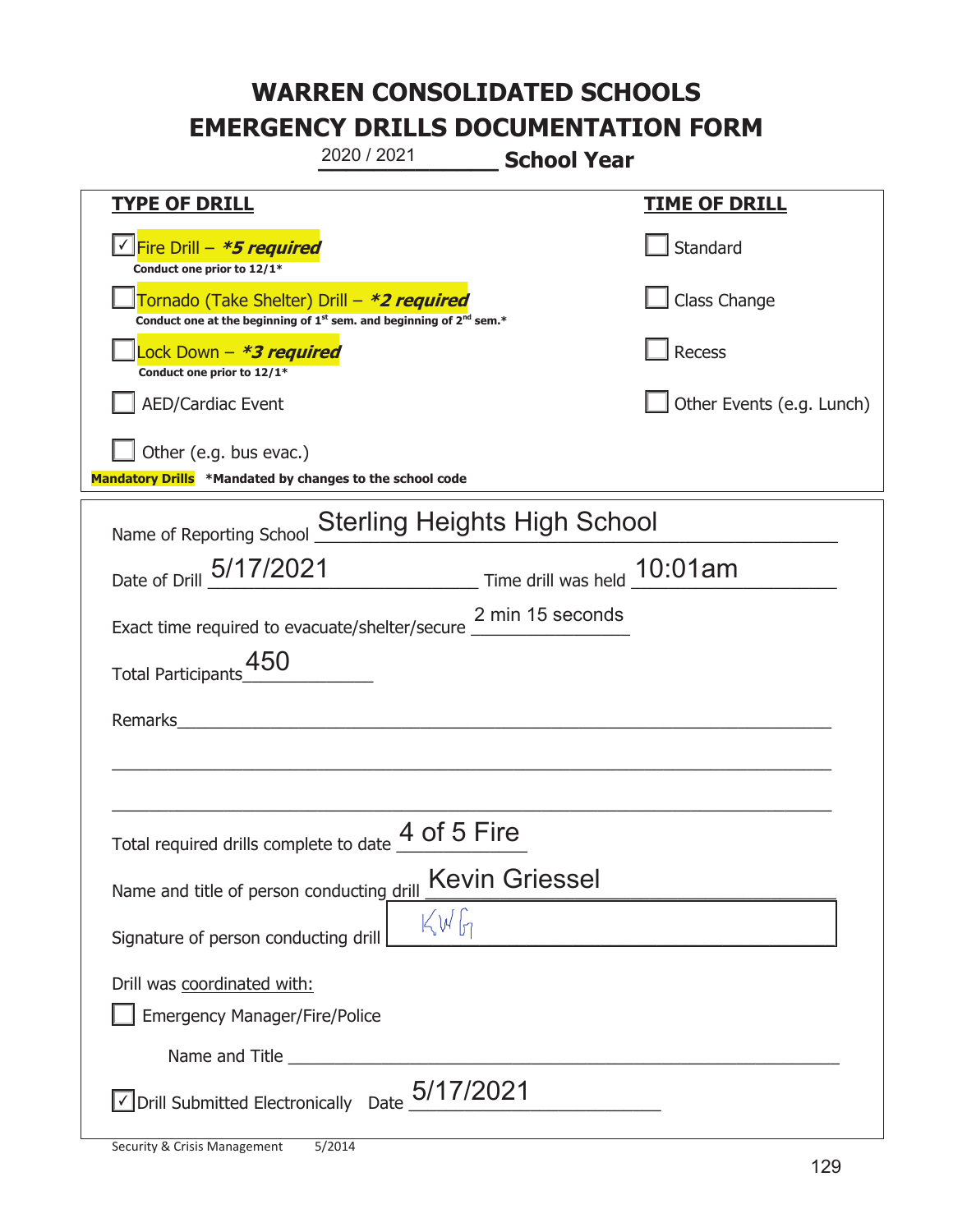# WARREN CONSOLIDATED SCHOOLS
# EMERGENCY DRILLS DOCUMENTATION FORM

2020 / 2021 **School Year**

| TYPE OF DRILL | TIME OF DRILL |
|---|---|
| ☑ Fire Drill – ***5 required*** <br> **Conduct one prior to 12/1*** | ☐ Standard |
| ☐ Tornado (Take Shelter) Drill – ***2 required*** <br> **Conduct one at the beginning of 1st sem. and beginning of 2nd sem.*** | ☐ Class Change |
| ☐ Lock Down – ***3 required*** <br> **Conduct one prior to 12/1*** | ☐ Recess |
| ☐ AED/Cardiac Event | ☐ Other Events (e.g. Lunch) |
| ☐ Other (e.g. bus evac.) | |

**Mandatory Drills** **\*Mandated by changes to the school code**

Name of Reporting School: Sterling Heights High School

Date of Drill: 5/17/2021 Time drill was held: 10:01am

Exact time required to evacuate/shelter/secure: 2 min 15 seconds

Total Participants: 450

Remarks:

Total required drills complete to date: 4 of 5 Fire

Name and title of person conducting drill: Kevin Griessel

Signature of person conducting drill: KWG

Drill was coordinated with:

☐ Emergency Manager/Fire/Police

Name and Title:

☑ Drill Submitted Electronically Date: 5/17/2021

Security & Crisis Management 5/2014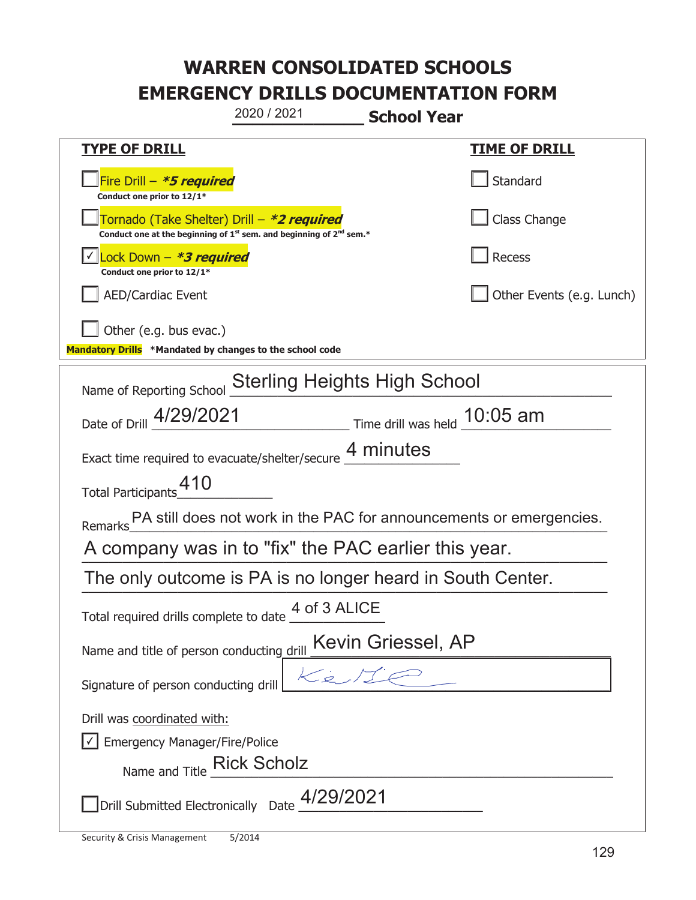# WARREN CONSOLIDATED SCHOOLS
# EMERGENCY DRILLS DOCUMENTATION FORM

2020 / 2021 **School Year**

| **TYPE OF DRILL** | **TIME OF DRILL** |
|---|---|
| ☐ Fire Drill – ***5 required*** <br> **Conduct one prior to 12/1*** | ☐ Standard |
| ☐ Tornado (Take Shelter) Drill – ***2 required*** <br> **Conduct one at the beginning of 1st sem. and beginning of 2nd sem.*** | ☐ Class Change |
| ☑ Lock Down – ***3 required*** <br> **Conduct one prior to 12/1*** | ☐ Recess |
| ☐ AED/Cardiac Event | ☐ Other Events (e.g. Lunch) |
| ☐ Other (e.g. bus evac.) | |

**Mandatory Drills** **\*Mandated by changes to the school code**

Name of Reporting School: Sterling Heights High School

Date of Drill: 4/29/2021 Time drill was held: 10:05 am

Exact time required to evacuate/shelter/secure: 4 minutes

Total Participants: 410

Remarks: PA still does not work in the PAC for announcements or emergencies. A company was in to "fix" the PAC earlier this year. The only outcome is PA is no longer heard in South Center.

Total required drills complete to date: 4 of 3 ALICE

Name and title of person conducting drill: Kevin Griessel, AP

Signature of person conducting drill: [signature]

Drill was coordinated with:

☑ Emergency Manager/Fire/Police

Name and Title: Rick Scholz

☐ Drill Submitted Electronically Date: 4/29/2021

Security & Crisis Management 5/2014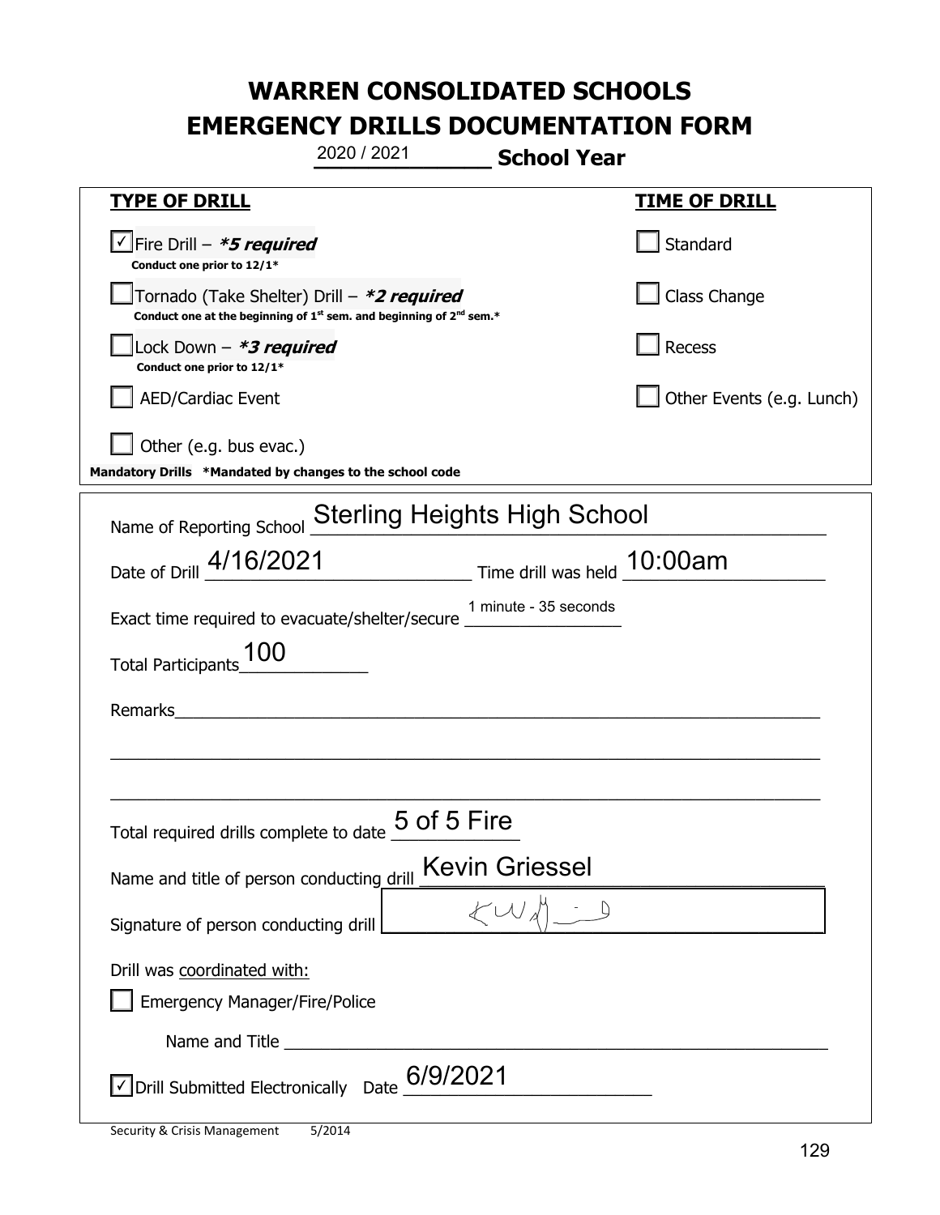# WARREN CONSOLIDATED SCHOOLS
# EMERGENCY DRILLS DOCUMENTATION FORM

2020 / 2021 **School Year**

| **TYPE OF DRILL** | **TIME OF DRILL** |
|---|---|
| ☑ Fire Drill – ***5 required*** <br> **Conduct one prior to 12/1*** | ☐ Standard |
| ☐ Tornado (Take Shelter) Drill – ***2 required*** <br> **Conduct one at the beginning of 1st sem. and beginning of 2nd sem.*** | ☐ Class Change |
| ☐ Lock Down – ***3 required*** <br> **Conduct one prior to 12/1*** | ☐ Recess |
| ☐ AED/Cardiac Event | ☐ Other Events (e.g. Lunch) |
| ☐ Other (e.g. bus evac.) | |

**Mandatory Drills *Mandated by changes to the school code**

Name of Reporting School: Sterling Heights High School

Date of Drill: 4/16/2021 Time drill was held: 10:00am

Exact time required to evacuate/shelter/secure: 1 minute - 35 seconds

Total Participants: 100

Remarks: 

Total required drills complete to date: 5 of 5 Fire

Name and title of person conducting drill: Kevin Griessel

Signature of person conducting drill: [signature]

Drill was coordinated with:

☐ Emergency Manager/Fire/Police

Name and Title: 

☑ Drill Submitted Electronically Date: 6/9/2021

Security & Crisis Management 5/2014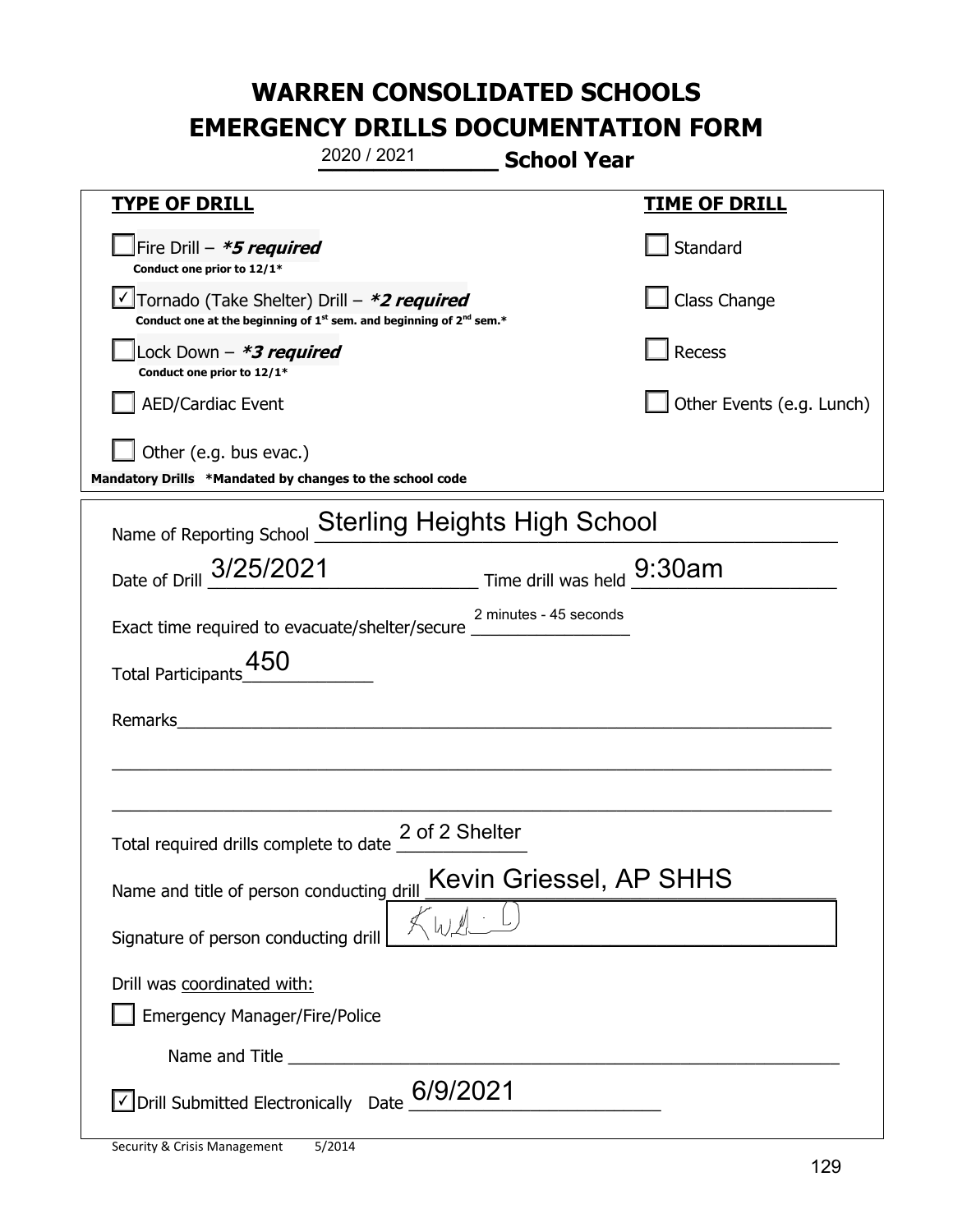# WARREN CONSOLIDATED SCHOOLS
# EMERGENCY DRILLS DOCUMENTATION FORM

2020 / 2021 **School Year**

| **TYPE OF DRILL** | **TIME OF DRILL** |
|---|---|
| ☐ Fire Drill – ***5 required*** Conduct one prior to 12/1* | ☐ Standard |
| ☑ Tornado (Take Shelter) Drill – ***2 required*** Conduct one at the beginning of 1st sem. and beginning of 2nd sem.* | ☐ Class Change |
| ☐ Lock Down – ***3 required*** Conduct one prior to 12/1* | ☐ Recess |
| ☐ AED/Cardiac Event | ☐ Other Events (e.g. Lunch) |
| ☐ Other (e.g. bus evac.) | |

**Mandatory Drills** ***Mandated by changes to the school code**

Name of Reporting School: Sterling Heights High School

Date of Drill: 3/25/2021 Time drill was held: 9:30am

Exact time required to evacuate/shelter/secure: 2 minutes - 45 seconds

Total Participants: 450

Remarks: ______________________________

Total required drills complete to date: 2 of 2 Shelter

Name and title of person conducting drill: Kevin Griessel, AP SHHS

Signature of person conducting drill: [signature]

Drill was coordinated with:

☐ Emergency Manager/Fire/Police

Name and Title ______________________________

☑ Drill Submitted Electronically Date: 6/9/2021

Security & Crisis Management 5/2014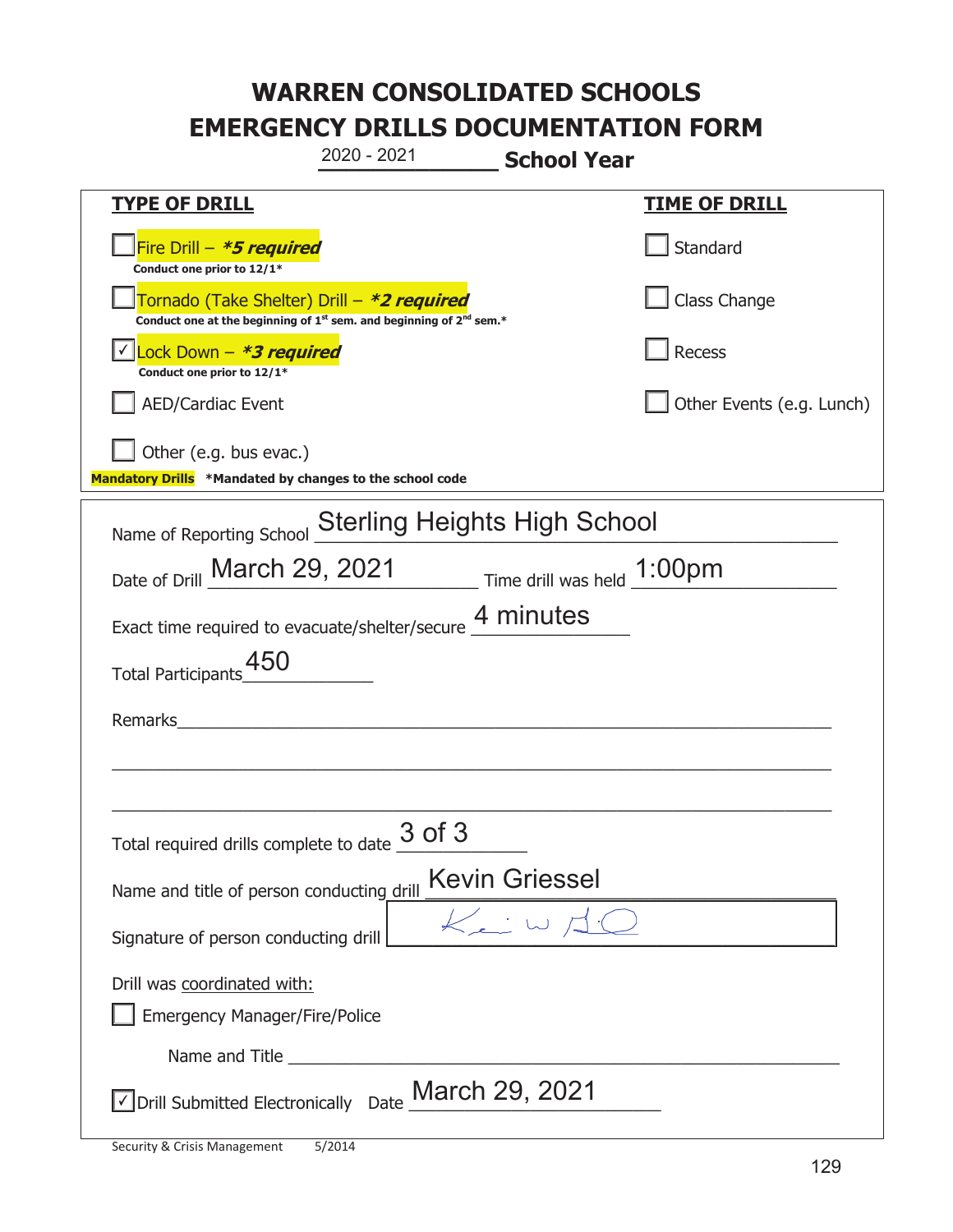# WARREN CONSOLIDATED SCHOOLS
# EMERGENCY DRILLS DOCUMENTATION FORM

2020 - 2021 **School Year**

| **TYPE OF DRILL** | **TIME OF DRILL** |
|---|---|
| ☐ Fire Drill – ***5 required*** <br> **Conduct one prior to 12/1*** | ☐ Standard |
| ☐ Tornado (Take Shelter) Drill – ***2 required*** <br> **Conduct one at the beginning of 1st sem. and beginning of 2nd sem.*** | ☐ Class Change |
| ☑ Lock Down – ***3 required*** <br> **Conduct one prior to 12/1*** | ☐ Recess |
| ☐ AED/Cardiac Event | ☐ Other Events (e.g. Lunch) |
| ☐ Other (e.g. bus evac.) | |

**Mandatory Drills** ***Mandated by changes to the school code**

Name of Reporting School: Sterling Heights High School

Date of Drill: March 29, 2021 Time drill was held: 1:00pm

Exact time required to evacuate/shelter/secure: 4 minutes

Total Participants: 450

Remarks: ______________________________

Total required drills complete to date: 3 of 3

Name and title of person conducting drill: Kevin Griessel

Signature of person conducting drill: [signature]

Drill was coordinated with:

☐ Emergency Manager/Fire/Police

Name and Title ______________________________

☑ Drill Submitted Electronically Date: March 29, 2021

Security & Crisis Management 5/2014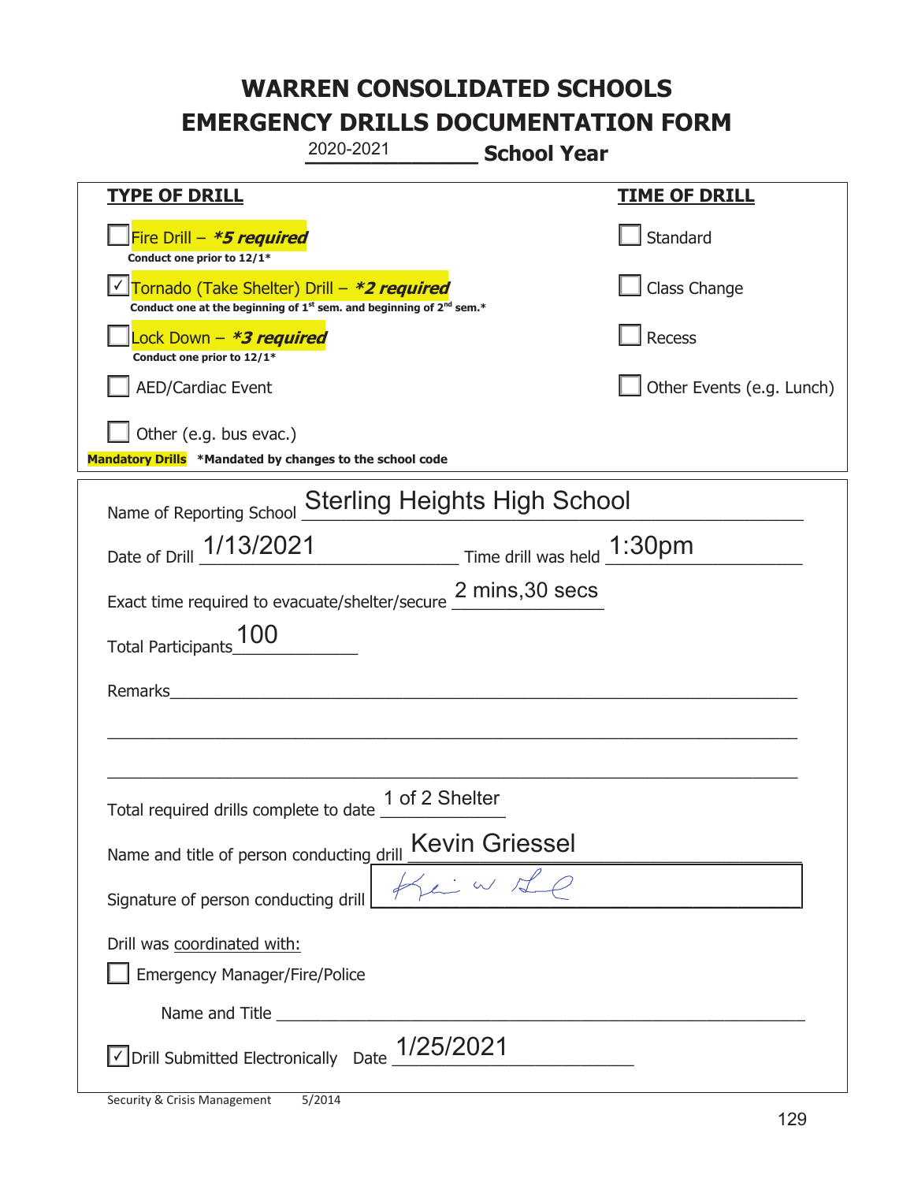# WARREN CONSOLIDATED SCHOOLS
# EMERGENCY DRILLS DOCUMENTATION FORM

2020-2021 **School Year**

| **TYPE OF DRILL** | **TIME OF DRILL** |
|---|---|
| ☐ Fire Drill – ***5 required*** <br> **Conduct one prior to 12/1*** | ☐ Standard |
| ☑ Tornado (Take Shelter) Drill – ***2 required*** <br> **Conduct one at the beginning of 1st sem. and beginning of 2nd sem.*** | ☐ Class Change |
| ☐ Lock Down – ***3 required*** <br> **Conduct one prior to 12/1*** | ☐ Recess |
| ☐ AED/Cardiac Event | ☐ Other Events (e.g. Lunch) |
| ☐ Other (e.g. bus evac.) | |

**Mandatory Drills** ***Mandated by changes to the school code**

Name of Reporting School: Sterling Heights High School

Date of Drill: 1/13/2021 Time drill was held: 1:30pm

Exact time required to evacuate/shelter/secure: 2 mins,30 secs

Total Participants: 100

Remarks: ______________________________

Total required drills complete to date: 1 of 2 Shelter

Name and title of person conducting drill: Kevin Griessel

Signature of person conducting drill: [signature]

Drill was coordinated with:

☐ Emergency Manager/Fire/Police

Name and Title ______________________________

☑ Drill Submitted Electronically Date: 1/25/2021

Security & Crisis Management 5/2014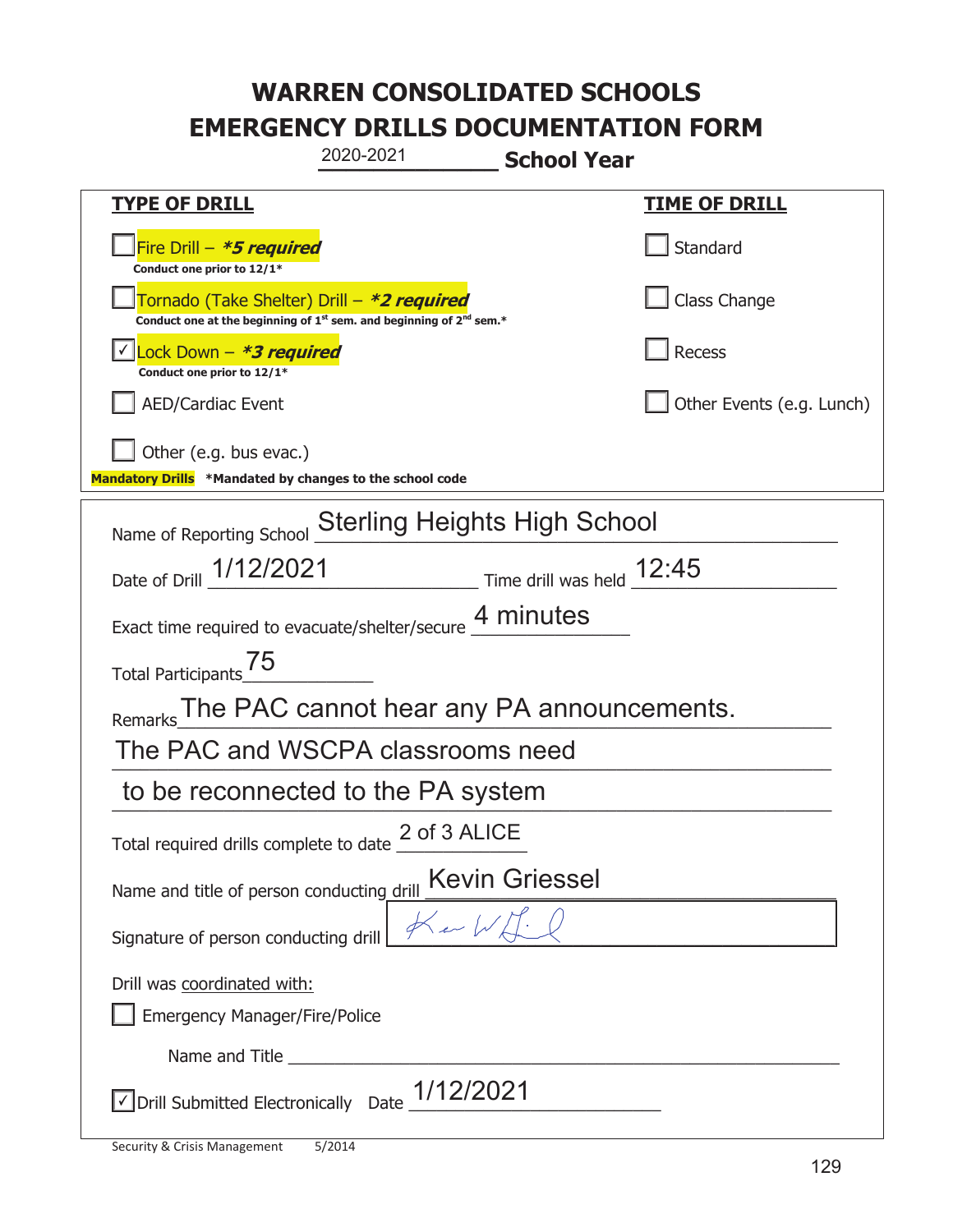# WARREN CONSOLIDATED SCHOOLS
# EMERGENCY DRILLS DOCUMENTATION FORM

2020-2021 **School Year**

**TYPE OF DRILL**

- [ ] Fire Drill – ***5 required***
  **Conduct one prior to 12/1***
- [ ] Tornado (Take Shelter) Drill – ***2 required***
  **Conduct one at the beginning of 1st sem. and beginning of 2nd sem.***
- [x] Lock Down – ***3 required***
  **Conduct one prior to 12/1***
- [ ] AED/Cardiac Event
- [ ] Other (e.g. bus evac.)

**Mandatory Drills** **\*Mandated by changes to the school code**

**TIME OF DRILL**

- [ ] Standard
- [ ] Class Change
- [ ] Recess
- [ ] Other Events (e.g. Lunch)

Name of Reporting School: Sterling Heights High School

Date of Drill: 1/12/2021 Time drill was held: 12:45

Exact time required to evacuate/shelter/secure: 4 minutes

Total Participants: 75

Remarks: The PAC cannot hear any PA announcements. The PAC and WSCPA classrooms need to be reconnected to the PA system

Total required drills complete to date: 2 of 3 ALICE

Name and title of person conducting drill: Kevin Griessel

Signature of person conducting drill: [signature]

Drill was coordinated with:

- [ ] Emergency Manager/Fire/Police

Name and Title ______________________

- [x] Drill Submitted Electronically Date: 1/12/2021

Security & Crisis Management 5/2014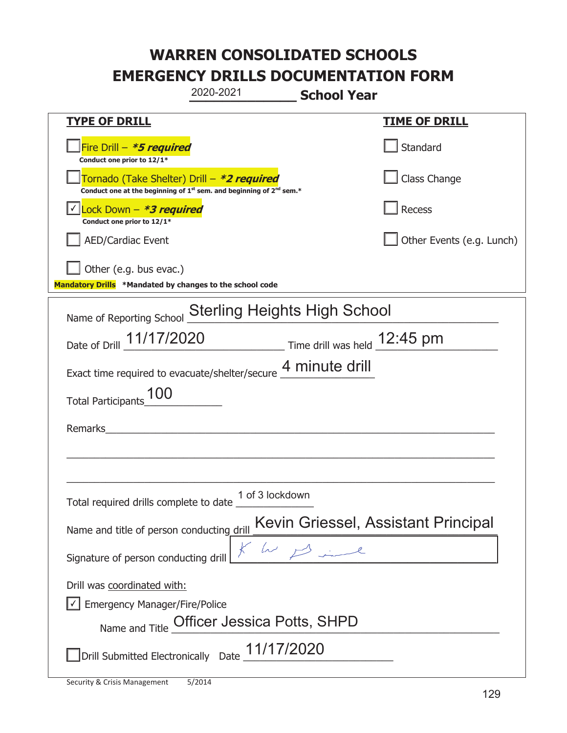# WARREN CONSOLIDATED SCHOOLS
# EMERGENCY DRILLS DOCUMENTATION FORM

2020-2021 **School Year**

| **TYPE OF DRILL** | **TIME OF DRILL** |
|---|---|
| ☐ Fire Drill – ***5 required** <br> **Conduct one prior to 12/1*** | ☐ Standard |
| ☐ Tornado (Take Shelter) Drill – ***2 required** <br> **Conduct one at the beginning of 1st sem. and beginning of 2nd sem.*** | ☐ Class Change |
| ☑ Lock Down – ***3 required** <br> **Conduct one prior to 12/1*** | ☐ Recess |
| ☐ AED/Cardiac Event | ☐ Other Events (e.g. Lunch) |
| ☐ Other (e.g. bus evac.) | |

**Mandatory Drills** ***Mandated by changes to the school code**

Name of Reporting School: Sterling Heights High School

Date of Drill: 11/17/2020 Time drill was held: 12:45 pm

Exact time required to evacuate/shelter/secure: 4 minute drill

Total Participants: 100

Remarks: 

Total required drills complete to date: 1 of 3 lockdown

Name and title of person conducting drill: Kevin Griessel, Assistant Principal

Signature of person conducting drill: [signature]

Drill was coordinated with:

☑ Emergency Manager/Fire/Police

Name and Title: Officer Jessica Potts, SHPD

☐ Drill Submitted Electronically Date: 11/17/2020

Security & Crisis Management 5/2014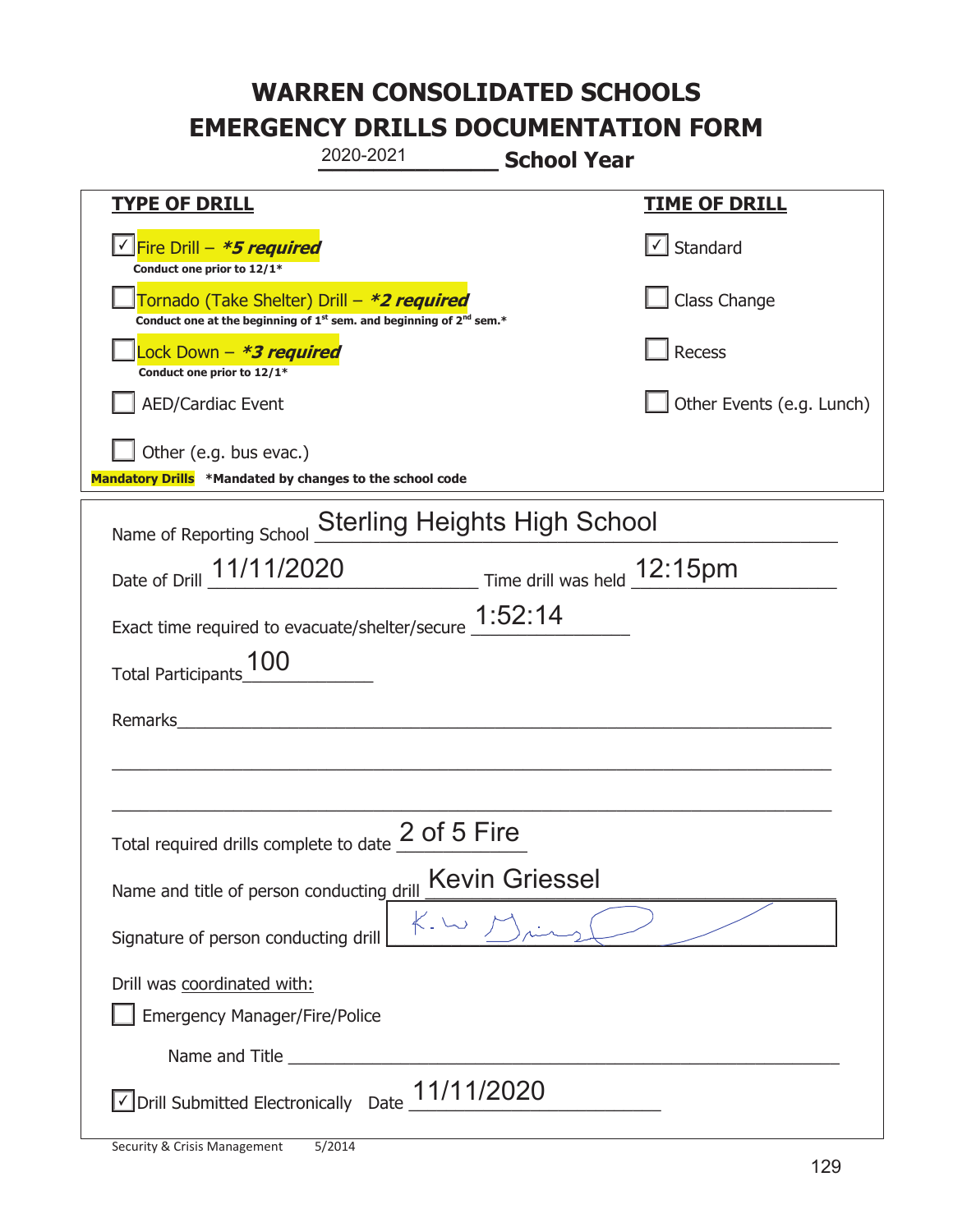# WARREN CONSOLIDATED SCHOOLS
# EMERGENCY DRILLS DOCUMENTATION FORM

2020-2021 **School Year**

| **TYPE OF DRILL** | **TIME OF DRILL** |
|---|---|
| ☑ Fire Drill – ***5 required*** <br> **Conduct one prior to 12/1*** | ☑ Standard |
| ☐ Tornado (Take Shelter) Drill – ***2 required*** <br> **Conduct one at the beginning of 1st sem. and beginning of 2nd sem.*** | ☐ Class Change |
| ☐ Lock Down – ***3 required*** <br> **Conduct one prior to 12/1*** | ☐ Recess |
| ☐ AED/Cardiac Event | ☐ Other Events (e.g. Lunch) |
| ☐ Other (e.g. bus evac.) | |

**Mandatory Drills** ***Mandated by changes to the school code**

Name of Reporting School: Sterling Heights High School

Date of Drill: 11/11/2020 Time drill was held: 12:15pm

Exact time required to evacuate/shelter/secure: 1:52:14

Total Participants: 100

Remarks: ___

Total required drills complete to date: 2 of 5 Fire

Name and title of person conducting drill: Kevin Griessel

Signature of person conducting drill: [signature]

Drill was coordinated with:

☐ Emergency Manager/Fire/Police

Name and Title: ___

☑ Drill Submitted Electronically Date: 11/11/2020

Security & Crisis Management 5/2014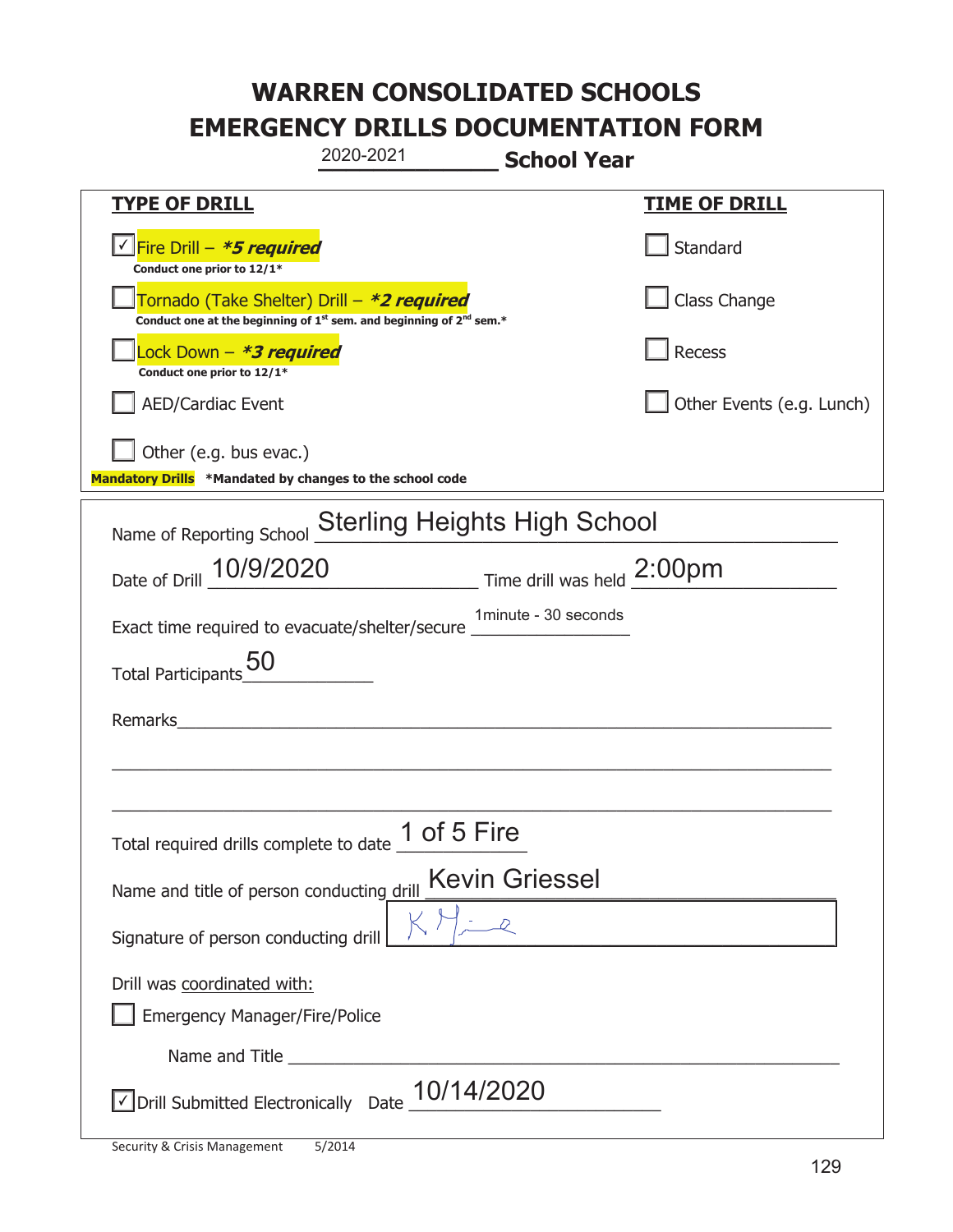# WARREN CONSOLIDATED SCHOOLS
# EMERGENCY DRILLS DOCUMENTATION FORM

2020-2021 **School Year**

| **TYPE OF DRILL** | **TIME OF DRILL** |
|---|---|
| ☑ Fire Drill – ***5 required** <br> **Conduct one prior to 12/1*** | ☐ Standard |
| ☐ Tornado (Take Shelter) Drill – ***2 required** <br> **Conduct one at the beginning of 1st sem. and beginning of 2nd sem.*** | ☐ Class Change |
| ☐ Lock Down – ***3 required** <br> **Conduct one prior to 12/1*** | ☐ Recess |
| ☐ AED/Cardiac Event | ☐ Other Events (e.g. Lunch) |
| ☐ Other (e.g. bus evac.) | |

**Mandatory Drills** ***Mandated by changes to the school code**

Name of Reporting School: Sterling Heights High School

Date of Drill: 10/9/2020 Time drill was held: 2:00pm

Exact time required to evacuate/shelter/secure: 1minute - 30 seconds

Total Participants: 50

Remarks: ______________________________

Total required drills complete to date: 1 of 5 Fire

Name and title of person conducting drill: Kevin Griessel

Signature of person conducting drill: [signature]

Drill was coordinated with:

☐ Emergency Manager/Fire/Police

Name and Title ______________________________

☑ Drill Submitted Electronically Date: 10/14/2020

Security & Crisis Management 5/2014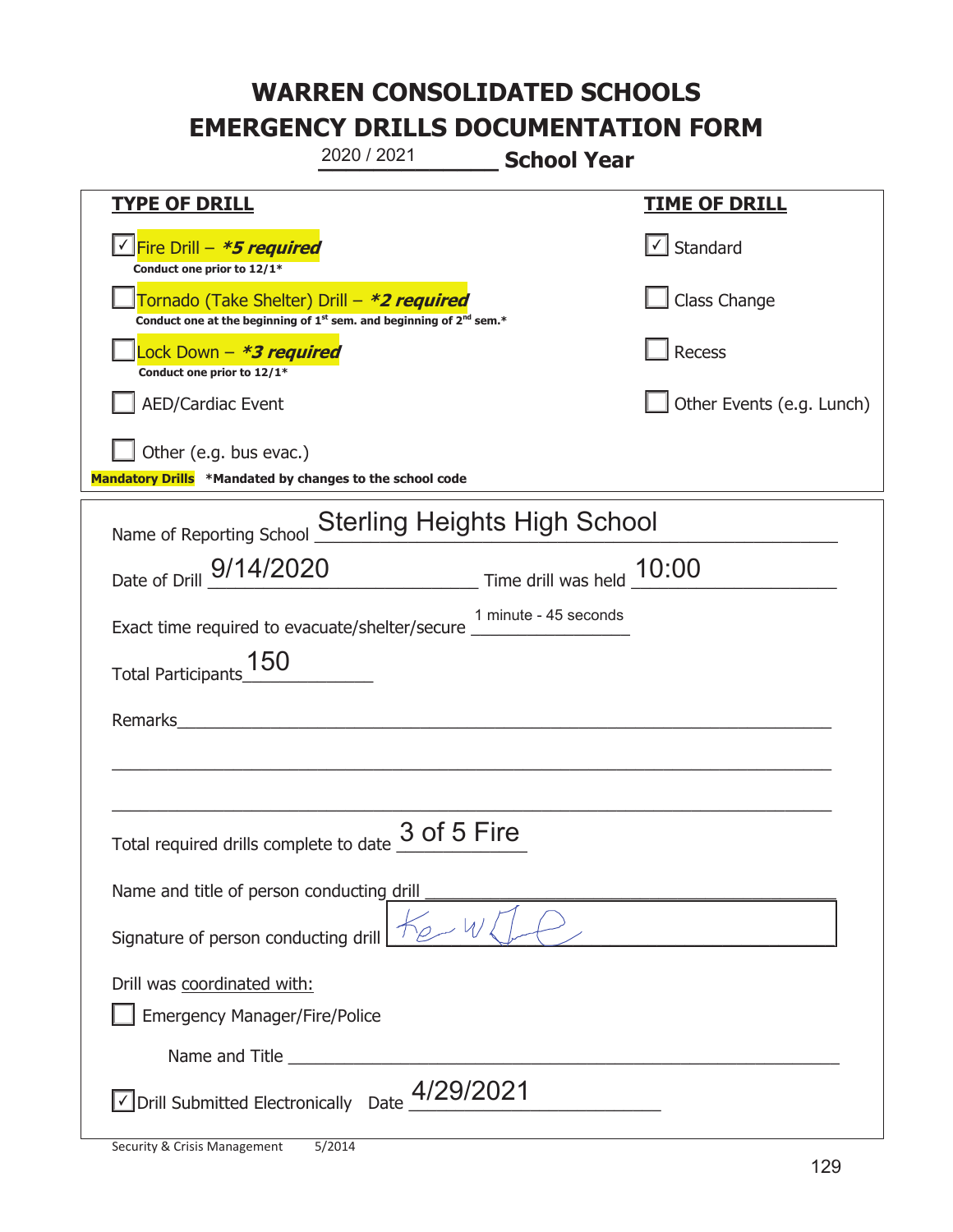# WARREN CONSOLIDATED SCHOOLS
# EMERGENCY DRILLS DOCUMENTATION FORM

2020 / 2021 **School Year**

| **TYPE OF DRILL** | **TIME OF DRILL** |
|---|---|
| ☑ Fire Drill – ***5 required*** <br> **Conduct one prior to 12/1*** | ☑ Standard |
| ☐ Tornado (Take Shelter) Drill – ***2 required*** <br> **Conduct one at the beginning of 1st sem. and beginning of 2nd sem.*** | ☐ Class Change |
| ☐ Lock Down – ***3 required*** <br> **Conduct one prior to 12/1*** | ☐ Recess |
| ☐ AED/Cardiac Event | ☐ Other Events (e.g. Lunch) |
| ☐ Other (e.g. bus evac.) | |

**Mandatory Drills** **\*Mandated by changes to the school code**

Name of Reporting School: Sterling Heights High School

Date of Drill: 9/14/2020 Time drill was held: 10:00

Exact time required to evacuate/shelter/secure: 1 minute - 45 seconds

Total Participants: 150

Remarks: ______________________________________________

Total required drills complete to date: 3 of 5 Fire

Name and title of person conducting drill: ______________________________

Signature of person conducting drill: [signature]

Drill was coordinated with:

☐ Emergency Manager/Fire/Police

Name and Title ______________________________

☑ Drill Submitted Electronically Date: 4/29/2021

Security & Crisis Management 5/2014